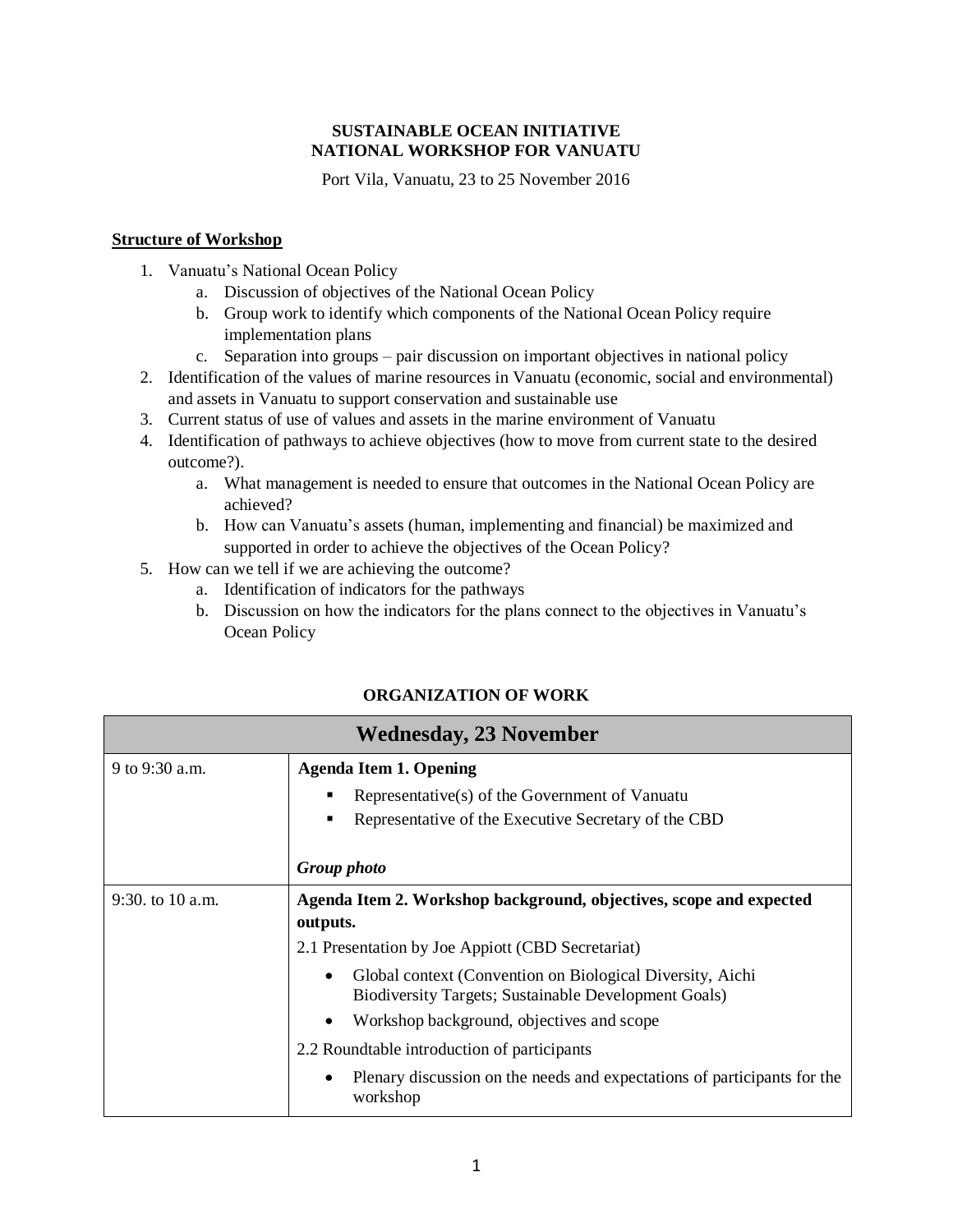**SUSTAINABLE OCEAN INITIATIVE**
**NATIONAL WORKSHOP FOR VANUATU**

Port Vila, Vanuatu, 23 to 25 November 2016

**Structure of Workshop**

1. Vanuatu's National Ocean Policy
   a. Discussion of objectives of the National Ocean Policy
   b. Group work to identify which components of the National Ocean Policy require implementation plans
   c. Separation into groups – pair discussion on important objectives in national policy
2. Identification of the values of marine resources in Vanuatu (economic, social and environmental) and assets in Vanuatu to support conservation and sustainable use
3. Current status of use of values and assets in the marine environment of Vanuatu
4. Identification of pathways to achieve objectives (how to move from current state to the desired outcome?).
   a. What management is needed to ensure that outcomes in the National Ocean Policy are achieved?
   b. How can Vanuatu's assets (human, implementing and financial) be maximized and supported in order to achieve the objectives of the Ocean Policy?
5. How can we tell if we are achieving the outcome?
   a. Identification of indicators for the pathways
   b. Discussion on how the indicators for the plans connect to the objectives in Vanuatu's Ocean Policy

**ORGANIZATION OF WORK**

| **Wednesday, 23 November** | |
|---|---|
| 9 to 9:30 a.m. | **Agenda Item 1. Opening**<br>▪ Representative(s) of the Government of Vanuatu<br>▪ Representative of the Executive Secretary of the CBD<br><br>***Group photo*** |
| 9:30. to 10 a.m. | **Agenda Item 2. Workshop background, objectives, scope and expected outputs.**<br>2.1 Presentation by Joe Appiott (CBD Secretariat)<br>• Global context (Convention on Biological Diversity, Aichi Biodiversity Targets; Sustainable Development Goals)<br>• Workshop background, objectives and scope<br>2.2 Roundtable introduction of participants<br>• Plenary discussion on the needs and expectations of participants for the workshop |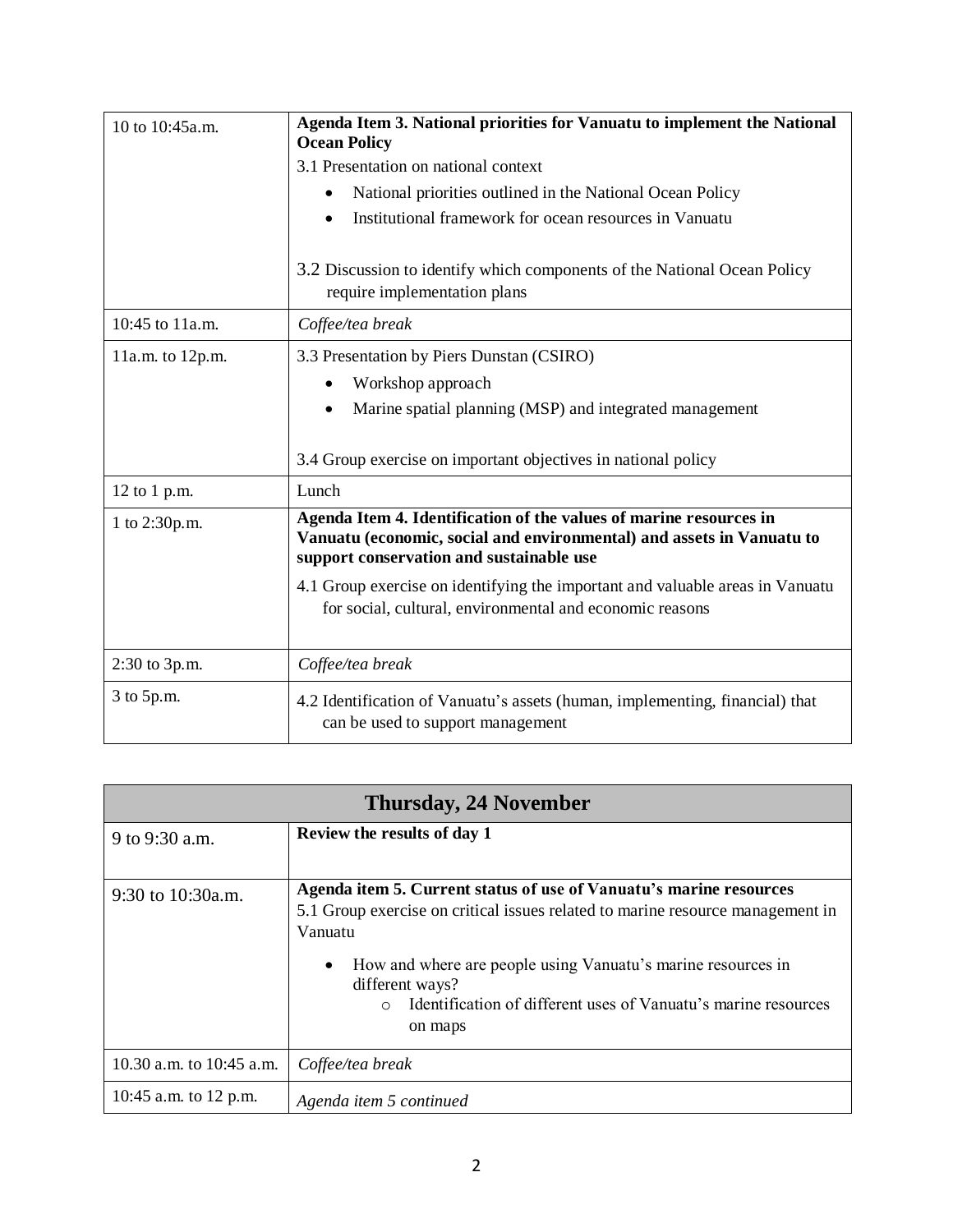| | |
|---|---|
| 10 to 10:45a.m. | **Agenda Item 3. National priorities for Vanuatu to implement the National Ocean Policy**<br>3.1 Presentation on national context<br>• National priorities outlined in the National Ocean Policy<br>• Institutional framework for ocean resources in Vanuatu<br><br>3.2 Discussion to identify which components of the National Ocean Policy require implementation plans |
| 10:45 to 11a.m. | *Coffee/tea break* |
| 11a.m. to 12p.m. | 3.3 Presentation by Piers Dunstan (CSIRO)<br>• Workshop approach<br>• Marine spatial planning (MSP) and integrated management<br><br>3.4 Group exercise on important objectives in national policy |
| 12 to 1 p.m. | Lunch |
| 1 to 2:30p.m. | **Agenda Item 4. Identification of the values of marine resources in Vanuatu (economic, social and environmental) and assets in Vanuatu to support conservation and sustainable use**<br>4.1 Group exercise on identifying the important and valuable areas in Vanuatu for social, cultural, environmental and economic reasons |
| 2:30 to 3p.m. | *Coffee/tea break* |
| 3 to 5p.m. | 4.2 Identification of Vanuatu's assets (human, implementing, financial) that can be used to support management |

| **Thursday, 24 November** | |
|---|---|
| 9 to 9:30 a.m. | **Review the results of day 1** |
| 9:30 to 10:30a.m. | **Agenda item 5. Current status of use of Vanuatu's marine resources**<br>5.1 Group exercise on critical issues related to marine resource management in Vanuatu<br>• How and where are people using Vanuatu's marine resources in different ways?<br>  ○ Identification of different uses of Vanuatu's marine resources on maps |
| 10.30 a.m. to 10:45 a.m. | *Coffee/tea break* |
| 10:45 a.m. to 12 p.m. | *Agenda item 5 continued* |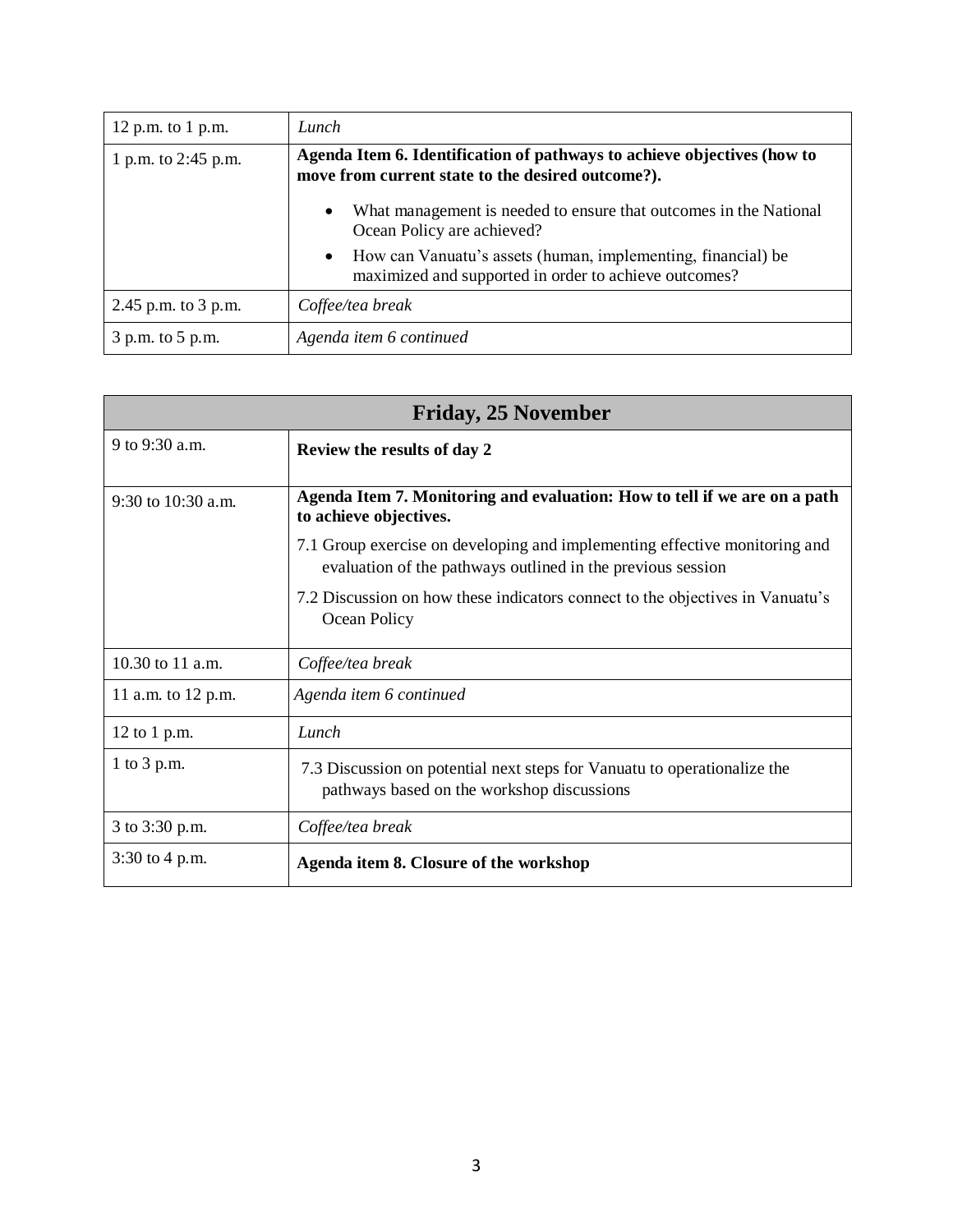| | |
|---|---|
| 12 p.m. to 1 p.m. | *Lunch* |
| 1 p.m. to 2:45 p.m. | **Agenda Item 6. Identification of pathways to achieve objectives (how to move from current state to the desired outcome?).**<br>• What management is needed to ensure that outcomes in the National Ocean Policy are achieved?<br>• How can Vanuatu's assets (human, implementing, financial) be maximized and supported in order to achieve outcomes? |
| 2.45 p.m. to 3 p.m. | *Coffee/tea break* |
| 3 p.m. to 5 p.m. | *Agenda item 6 continued* |

| **Friday, 25 November** | |
|---|---|
| 9 to 9:30 a.m. | **Review the results of day 2** |
| 9:30 to 10:30 a.m. | **Agenda Item 7. Monitoring and evaluation: How to tell if we are on a path to achieve objectives.**<br>7.1 Group exercise on developing and implementing effective monitoring and evaluation of the pathways outlined in the previous session<br>7.2 Discussion on how these indicators connect to the objectives in Vanuatu's Ocean Policy |
| 10.30 to 11 a.m. | *Coffee/tea break* |
| 11 a.m. to 12 p.m. | *Agenda item 6 continued* |
| 12 to 1 p.m. | *Lunch* |
| 1 to 3 p.m. | 7.3 Discussion on potential next steps for Vanuatu to operationalize the pathways based on the workshop discussions |
| 3 to 3:30 p.m. | *Coffee/tea break* |
| 3:30 to 4 p.m. | **Agenda item 8. Closure of the workshop** |